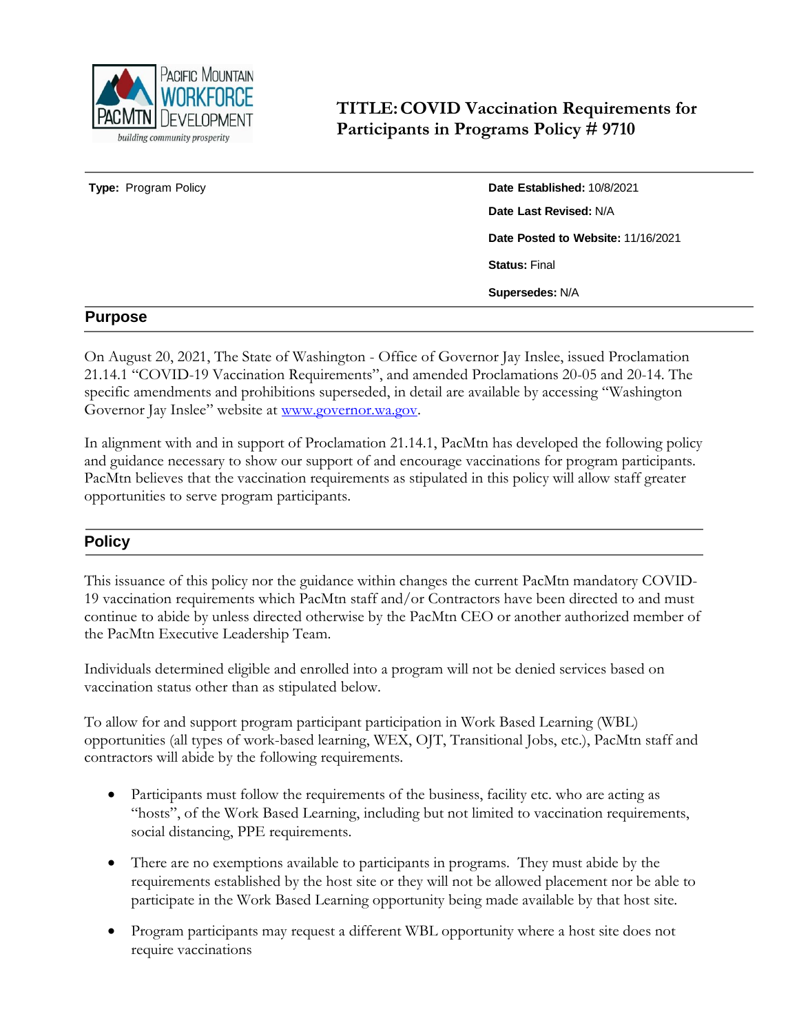PACIFIC MOUNTAIN WORKFORCE DEVELOPMENT
PACMTN
*building community prosperity*

# TITLE: COVID Vaccination Requirements for Participants in Programs Policy # 9710

**Type:** Program Policy

**Date Established:** 10/8/2021

**Date Last Revised:** N/A

**Date Posted to Website:** 11/16/2021

**Status:** Final

**Supersedes:** N/A

## Purpose

On August 20, 2021, The State of Washington - Office of Governor Jay Inslee, issued Proclamation 21.14.1 "COVID-19 Vaccination Requirements", and amended Proclamations 20-05 and 20-14. The specific amendments and prohibitions superseded, in detail are available by accessing "Washington Governor Jay Inslee" website at www.governor.wa.gov.

In alignment with and in support of Proclamation 21.14.1, PacMtn has developed the following policy and guidance necessary to show our support of and encourage vaccinations for program participants. PacMtn believes that the vaccination requirements as stipulated in this policy will allow staff greater opportunities to serve program participants.

## Policy

This issuance of this policy nor the guidance within changes the current PacMtn mandatory COVID-19 vaccination requirements which PacMtn staff and/or Contractors have been directed to and must continue to abide by unless directed otherwise by the PacMtn CEO or another authorized member of the PacMtn Executive Leadership Team.

Individuals determined eligible and enrolled into a program will not be denied services based on vaccination status other than as stipulated below.

To allow for and support program participant participation in Work Based Learning (WBL) opportunities (all types of work-based learning, WEX, OJT, Transitional Jobs, etc.), PacMtn staff and contractors will abide by the following requirements.

- Participants must follow the requirements of the business, facility etc. who are acting as "hosts", of the Work Based Learning, including but not limited to vaccination requirements, social distancing, PPE requirements.
- There are no exemptions available to participants in programs. They must abide by the requirements established by the host site or they will not be allowed placement nor be able to participate in the Work Based Learning opportunity being made available by that host site.
- Program participants may request a different WBL opportunity where a host site does not require vaccinations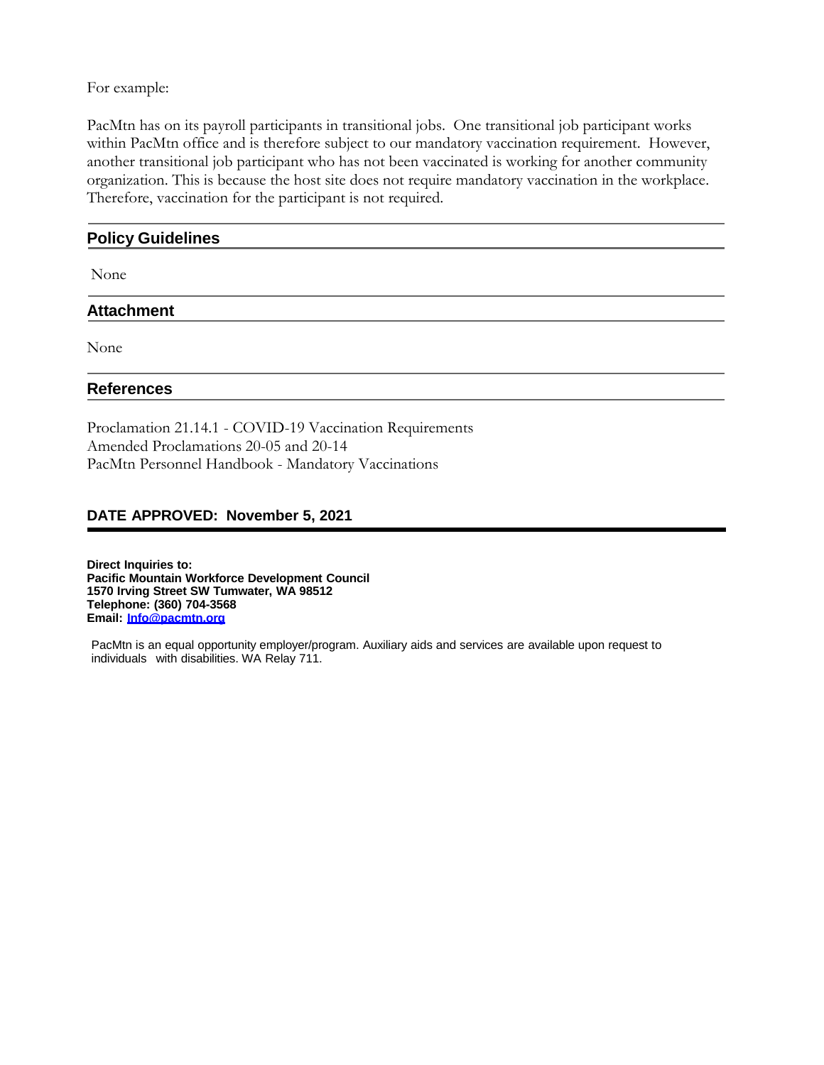For example:

PacMtn has on its payroll participants in transitional jobs. One transitional job participant works within PacMtn office and is therefore subject to our mandatory vaccination requirement. However, another transitional job participant who has not been vaccinated is working for another community organization. This is because the host site does not require mandatory vaccination in the workplace. Therefore, vaccination for the participant is not required.

## Policy Guidelines

None

## Attachment

None

## References

Proclamation 21.14.1 - COVID-19 Vaccination Requirements
Amended Proclamations 20-05 and 20-14
PacMtn Personnel Handbook - Mandatory Vaccinations

## DATE APPROVED: November 5, 2021

**Direct Inquiries to:**
**Pacific Mountain Workforce Development Council**
**1570 Irving Street SW Tumwater, WA 98512**
**Telephone: (360) 704-3568**
**Email: Info@pacmtn.org**

PacMtn is an equal opportunity employer/program. Auxiliary aids and services are available upon request to individuals with disabilities. WA Relay 711.